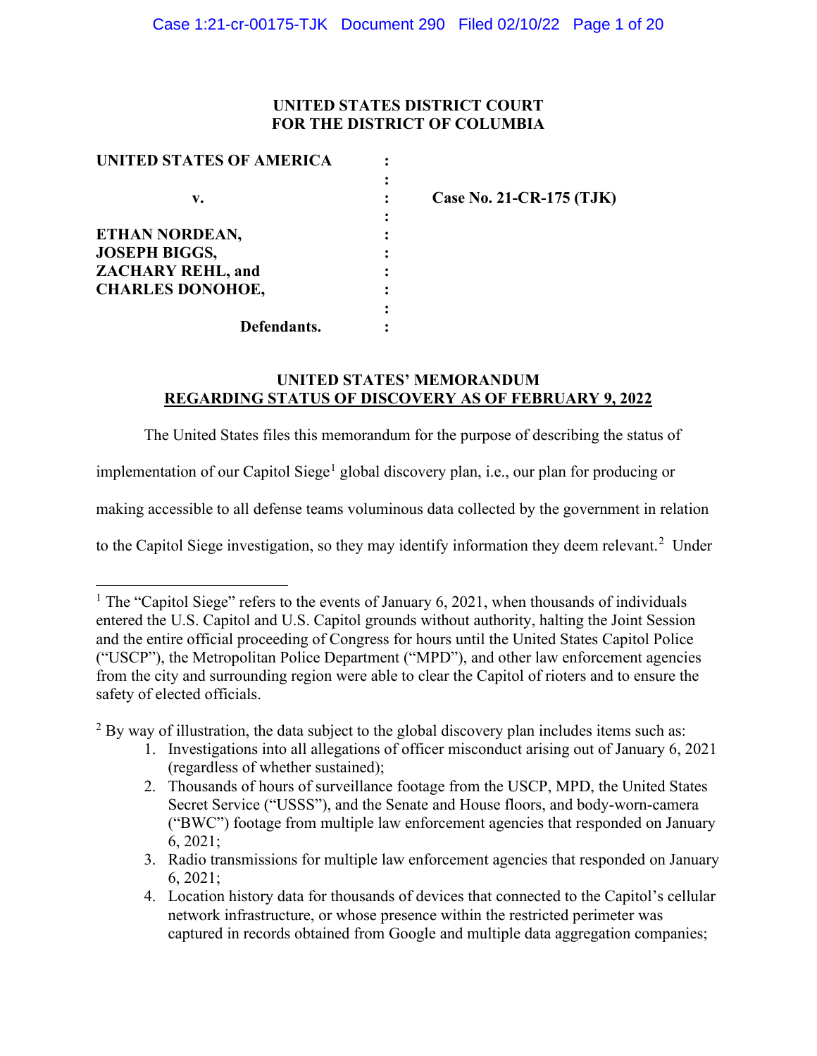**UNITED STATES DISTRICT COURT**
**FOR THE DISTRICT OF COLUMBIA**

| | | |
|---|---|---|
| **UNITED STATES OF AMERICA** | : | |
| | : | |
| **v.** | : | **Case No. 21-CR-175 (TJK)** |
| | : | |
| **ETHAN NORDEAN,** | : | |
| **JOSEPH BIGGS,** | : | |
| **ZACHARY REHL, and** | : | |
| **CHARLES DONOHOE,** | : | |
| | : | |
| **Defendants.** | : | |

**UNITED STATES' MEMORANDUM**
**REGARDING STATUS OF DISCOVERY AS OF FEBRUARY 9, 2022**

The United States files this memorandum for the purpose of describing the status of implementation of our Capitol Siege[1] global discovery plan, i.e., our plan for producing or making accessible to all defense teams voluminous data collected by the government in relation to the Capitol Siege investigation, so they may identify information they deem relevant.[2] Under

---

[1] The "Capitol Siege" refers to the events of January 6, 2021, when thousands of individuals entered the U.S. Capitol and U.S. Capitol grounds without authority, halting the Joint Session and the entire official proceeding of Congress for hours until the United States Capitol Police ("USCP"), the Metropolitan Police Department ("MPD"), and other law enforcement agencies from the city and surrounding region were able to clear the Capitol of rioters and to ensure the safety of elected officials.

[2] By way of illustration, the data subject to the global discovery plan includes items such as:

1. Investigations into all allegations of officer misconduct arising out of January 6, 2021 (regardless of whether sustained);
2. Thousands of hours of surveillance footage from the USCP, MPD, the United States Secret Service ("USSS"), and the Senate and House floors, and body-worn-camera ("BWC") footage from multiple law enforcement agencies that responded on January 6, 2021;
3. Radio transmissions for multiple law enforcement agencies that responded on January 6, 2021;
4. Location history data for thousands of devices that connected to the Capitol's cellular network infrastructure, or whose presence within the restricted perimeter was captured in records obtained from Google and multiple data aggregation companies;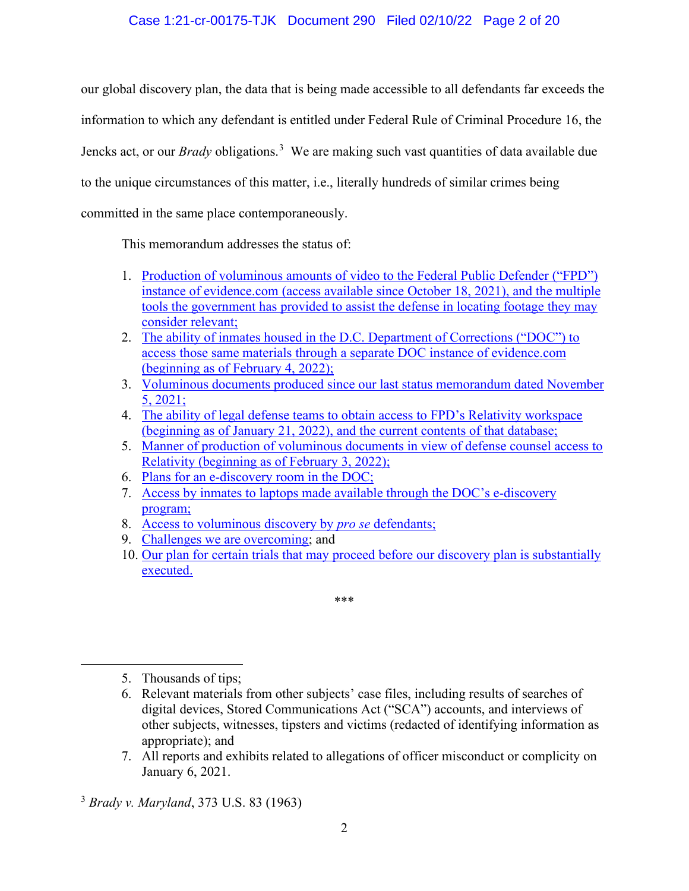our global discovery plan, the data that is being made accessible to all defendants far exceeds the information to which any defendant is entitled under Federal Rule of Criminal Procedure 16, the Jencks act, or our *Brady* obligations.[3] We are making such vast quantities of data available due to the unique circumstances of this matter, i.e., literally hundreds of similar crimes being committed in the same place contemporaneously.

This memorandum addresses the status of:

1. Production of voluminous amounts of video to the Federal Public Defender ("FPD") instance of evidence.com (access available since October 18, 2021), and the multiple tools the government has provided to assist the defense in locating footage they may consider relevant;
2. The ability of inmates housed in the D.C. Department of Corrections ("DOC") to access those same materials through a separate DOC instance of evidence.com (beginning as of February 4, 2022);
3. Voluminous documents produced since our last status memorandum dated November 5, 2021;
4. The ability of legal defense teams to obtain access to FPD's Relativity workspace (beginning as of January 21, 2022), and the current contents of that database;
5. Manner of production of voluminous documents in view of defense counsel access to Relativity (beginning as of February 3, 2022);
6. Plans for an e-discovery room in the DOC;
7. Access by inmates to laptops made available through the DOC's e-discovery program;
8. Access to voluminous discovery by *pro se* defendants;
9. Challenges we are overcoming; and
10. Our plan for certain trials that may proceed before our discovery plan is substantially executed.

\*\*\*

---

5. Thousands of tips;
6. Relevant materials from other subjects' case files, including results of searches of digital devices, Stored Communications Act ("SCA") accounts, and interviews of other subjects, witnesses, tipsters and victims (redacted of identifying information as appropriate); and
7. All reports and exhibits related to allegations of officer misconduct or complicity on January 6, 2021.

[3] *Brady v. Maryland*, 373 U.S. 83 (1963)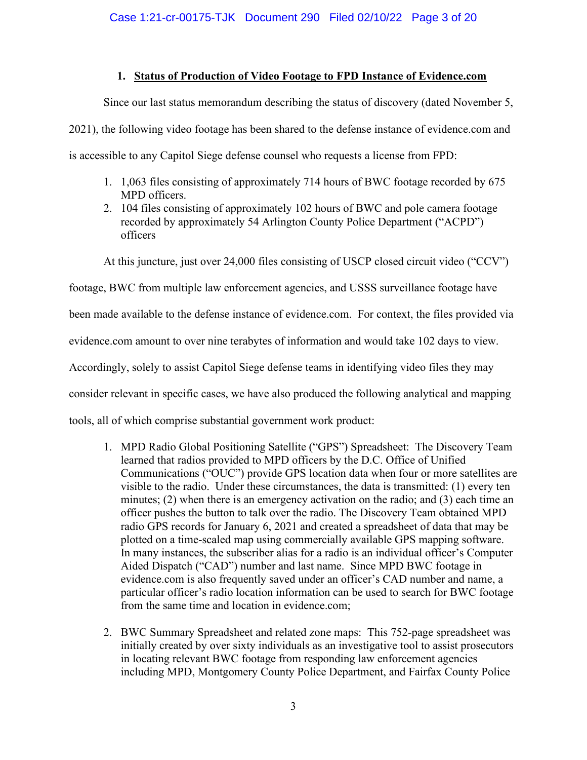### 1. Status of Production of Video Footage to FPD Instance of Evidence.com

Since our last status memorandum describing the status of discovery (dated November 5, 2021), the following video footage has been shared to the defense instance of evidence.com and is accessible to any Capitol Siege defense counsel who requests a license from FPD:

1. 1,063 files consisting of approximately 714 hours of BWC footage recorded by 675 MPD officers.
2. 104 files consisting of approximately 102 hours of BWC and pole camera footage recorded by approximately 54 Arlington County Police Department ("ACPD") officers

At this juncture, just over 24,000 files consisting of USCP closed circuit video ("CCV") footage, BWC from multiple law enforcement agencies, and USSS surveillance footage have been made available to the defense instance of evidence.com. For context, the files provided via evidence.com amount to over nine terabytes of information and would take 102 days to view. Accordingly, solely to assist Capitol Siege defense teams in identifying video files they may consider relevant in specific cases, we have also produced the following analytical and mapping tools, all of which comprise substantial government work product:

1. MPD Radio Global Positioning Satellite ("GPS") Spreadsheet: The Discovery Team learned that radios provided to MPD officers by the D.C. Office of Unified Communications ("OUC") provide GPS location data when four or more satellites are visible to the radio. Under these circumstances, the data is transmitted: (1) every ten minutes; (2) when there is an emergency activation on the radio; and (3) each time an officer pushes the button to talk over the radio. The Discovery Team obtained MPD radio GPS records for January 6, 2021 and created a spreadsheet of data that may be plotted on a time-scaled map using commercially available GPS mapping software. In many instances, the subscriber alias for a radio is an individual officer's Computer Aided Dispatch ("CAD") number and last name. Since MPD BWC footage in evidence.com is also frequently saved under an officer's CAD number and name, a particular officer's radio location information can be used to search for BWC footage from the same time and location in evidence.com;

2. BWC Summary Spreadsheet and related zone maps: This 752-page spreadsheet was initially created by over sixty individuals as an investigative tool to assist prosecutors in locating relevant BWC footage from responding law enforcement agencies including MPD, Montgomery County Police Department, and Fairfax County Police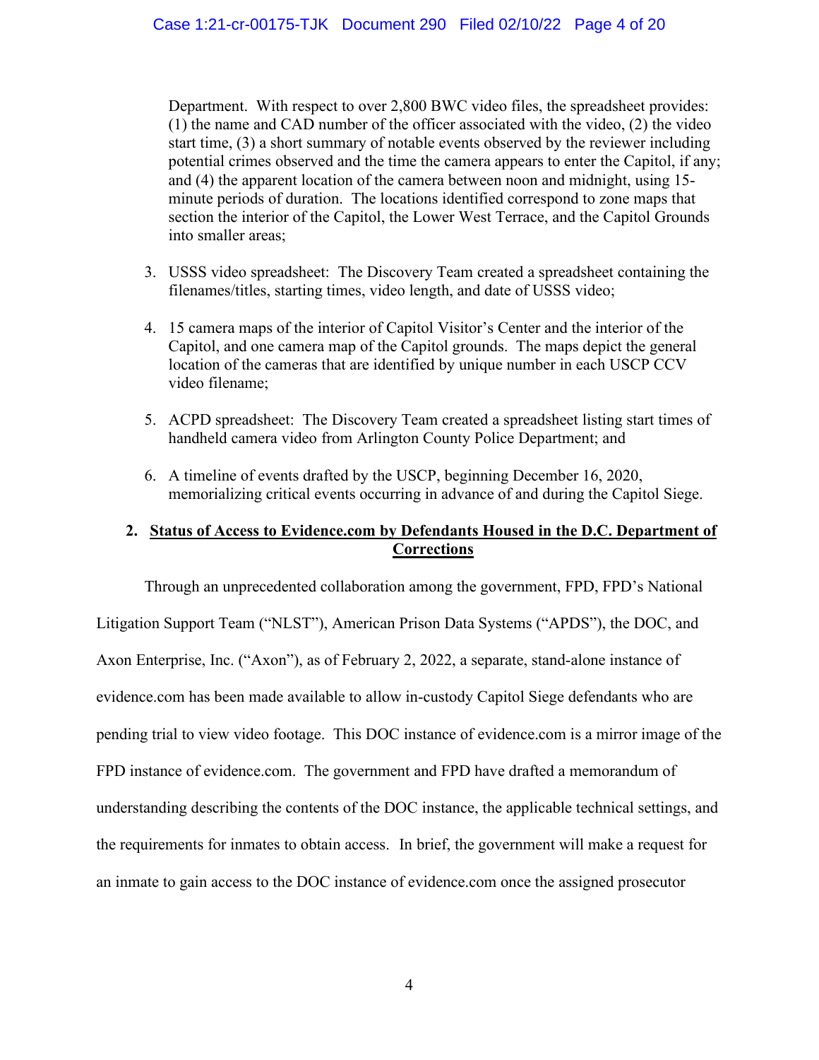Department. With respect to over 2,800 BWC video files, the spreadsheet provides: (1) the name and CAD number of the officer associated with the video, (2) the video start time, (3) a short summary of notable events observed by the reviewer including potential crimes observed and the time the camera appears to enter the Capitol, if any; and (4) the apparent location of the camera between noon and midnight, using 15-minute periods of duration. The locations identified correspond to zone maps that section the interior of the Capitol, the Lower West Terrace, and the Capitol Grounds into smaller areas;

3. USSS video spreadsheet: The Discovery Team created a spreadsheet containing the filenames/titles, starting times, video length, and date of USSS video;

4. 15 camera maps of the interior of Capitol Visitor's Center and the interior of the Capitol, and one camera map of the Capitol grounds. The maps depict the general location of the cameras that are identified by unique number in each USCP CCV video filename;

5. ACPD spreadsheet: The Discovery Team created a spreadsheet listing start times of handheld camera video from Arlington County Police Department; and

6. A timeline of events drafted by the USCP, beginning December 16, 2020, memorializing critical events occurring in advance of and during the Capitol Siege.

## 2. Status of Access to Evidence.com by Defendants Housed in the D.C. Department of Corrections

Through an unprecedented collaboration among the government, FPD, FPD's National Litigation Support Team ("NLST"), American Prison Data Systems ("APDS"), the DOC, and Axon Enterprise, Inc. ("Axon"), as of February 2, 2022, a separate, stand-alone instance of evidence.com has been made available to allow in-custody Capitol Siege defendants who are pending trial to view video footage. This DOC instance of evidence.com is a mirror image of the FPD instance of evidence.com. The government and FPD have drafted a memorandum of understanding describing the contents of the DOC instance, the applicable technical settings, and the requirements for inmates to obtain access. In brief, the government will make a request for an inmate to gain access to the DOC instance of evidence.com once the assigned prosecutor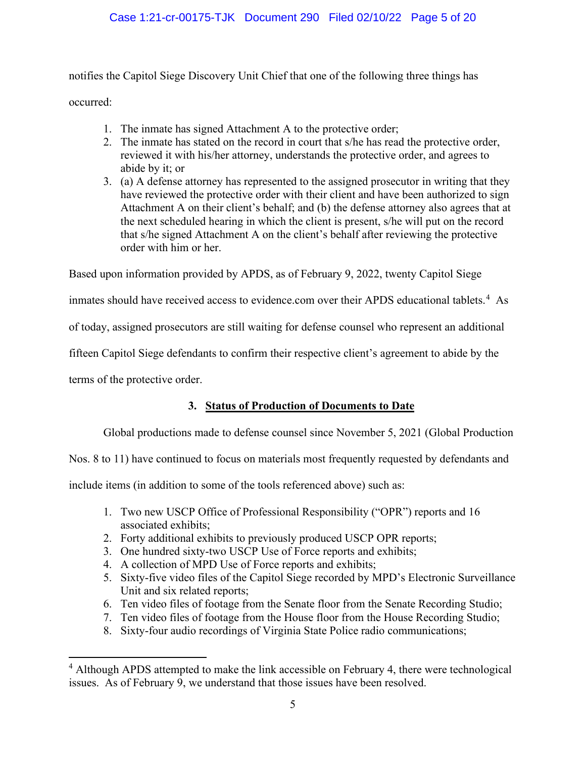notifies the Capitol Siege Discovery Unit Chief that one of the following three things has occurred:

1. The inmate has signed Attachment A to the protective order;
2. The inmate has stated on the record in court that s/he has read the protective order, reviewed it with his/her attorney, understands the protective order, and agrees to abide by it; or
3. (a) A defense attorney has represented to the assigned prosecutor in writing that they have reviewed the protective order with their client and have been authorized to sign Attachment A on their client's behalf; and (b) the defense attorney also agrees that at the next scheduled hearing in which the client is present, s/he will put on the record that s/he signed Attachment A on the client's behalf after reviewing the protective order with him or her.

Based upon information provided by APDS, as of February 9, 2022, twenty Capitol Siege inmates should have received access to evidence.com over their APDS educational tablets.[4] As of today, assigned prosecutors are still waiting for defense counsel who represent an additional fifteen Capitol Siege defendants to confirm their respective client's agreement to abide by the terms of the protective order.

### 3. Status of Production of Documents to Date

Global productions made to defense counsel since November 5, 2021 (Global Production Nos. 8 to 11) have continued to focus on materials most frequently requested by defendants and include items (in addition to some of the tools referenced above) such as:

1. Two new USCP Office of Professional Responsibility ("OPR") reports and 16 associated exhibits;
2. Forty additional exhibits to previously produced USCP OPR reports;
3. One hundred sixty-two USCP Use of Force reports and exhibits;
4. A collection of MPD Use of Force reports and exhibits;
5. Sixty-five video files of the Capitol Siege recorded by MPD's Electronic Surveillance Unit and six related reports;
6. Ten video files of footage from the Senate floor from the Senate Recording Studio;
7. Ten video files of footage from the House floor from the House Recording Studio;
8. Sixty-four audio recordings of Virginia State Police radio communications;

[4] Although APDS attempted to make the link accessible on February 4, there were technological issues. As of February 9, we understand that those issues have been resolved.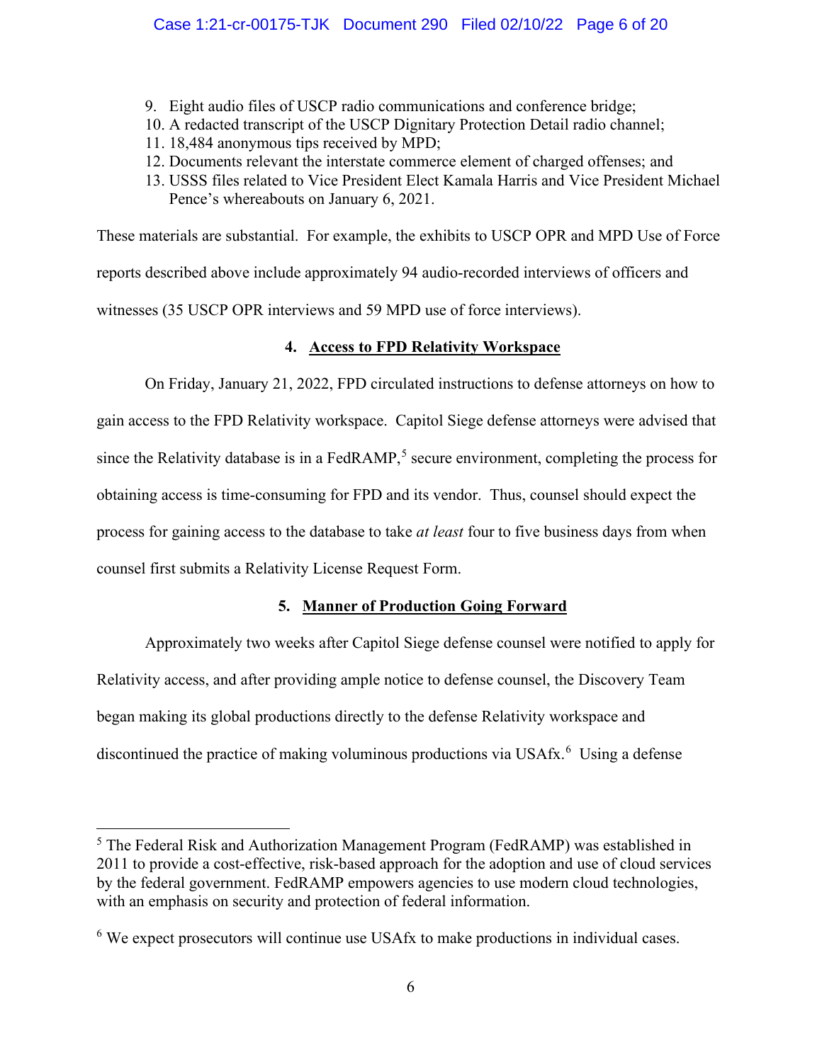9. Eight audio files of USCP radio communications and conference bridge;
10. A redacted transcript of the USCP Dignitary Protection Detail radio channel;
11. 18,484 anonymous tips received by MPD;
12. Documents relevant the interstate commerce element of charged offenses; and
13. USSS files related to Vice President Elect Kamala Harris and Vice President Michael Pence's whereabouts on January 6, 2021.

These materials are substantial. For example, the exhibits to USCP OPR and MPD Use of Force reports described above include approximately 94 audio-recorded interviews of officers and witnesses (35 USCP OPR interviews and 59 MPD use of force interviews).

### 4. Access to FPD Relativity Workspace

On Friday, January 21, 2022, FPD circulated instructions to defense attorneys on how to gain access to the FPD Relativity workspace. Capitol Siege defense attorneys were advised that since the Relativity database is in a FedRAMP,[5] secure environment, completing the process for obtaining access is time-consuming for FPD and its vendor. Thus, counsel should expect the process for gaining access to the database to take *at least* four to five business days from when counsel first submits a Relativity License Request Form.

### 5. Manner of Production Going Forward

Approximately two weeks after Capitol Siege defense counsel were notified to apply for Relativity access, and after providing ample notice to defense counsel, the Discovery Team began making its global productions directly to the defense Relativity workspace and discontinued the practice of making voluminous productions via USAfx.[6] Using a defense

---

[5] The Federal Risk and Authorization Management Program (FedRAMP) was established in 2011 to provide a cost-effective, risk-based approach for the adoption and use of cloud services by the federal government. FedRAMP empowers agencies to use modern cloud technologies, with an emphasis on security and protection of federal information.

[6] We expect prosecutors will continue use USAfx to make productions in individual cases.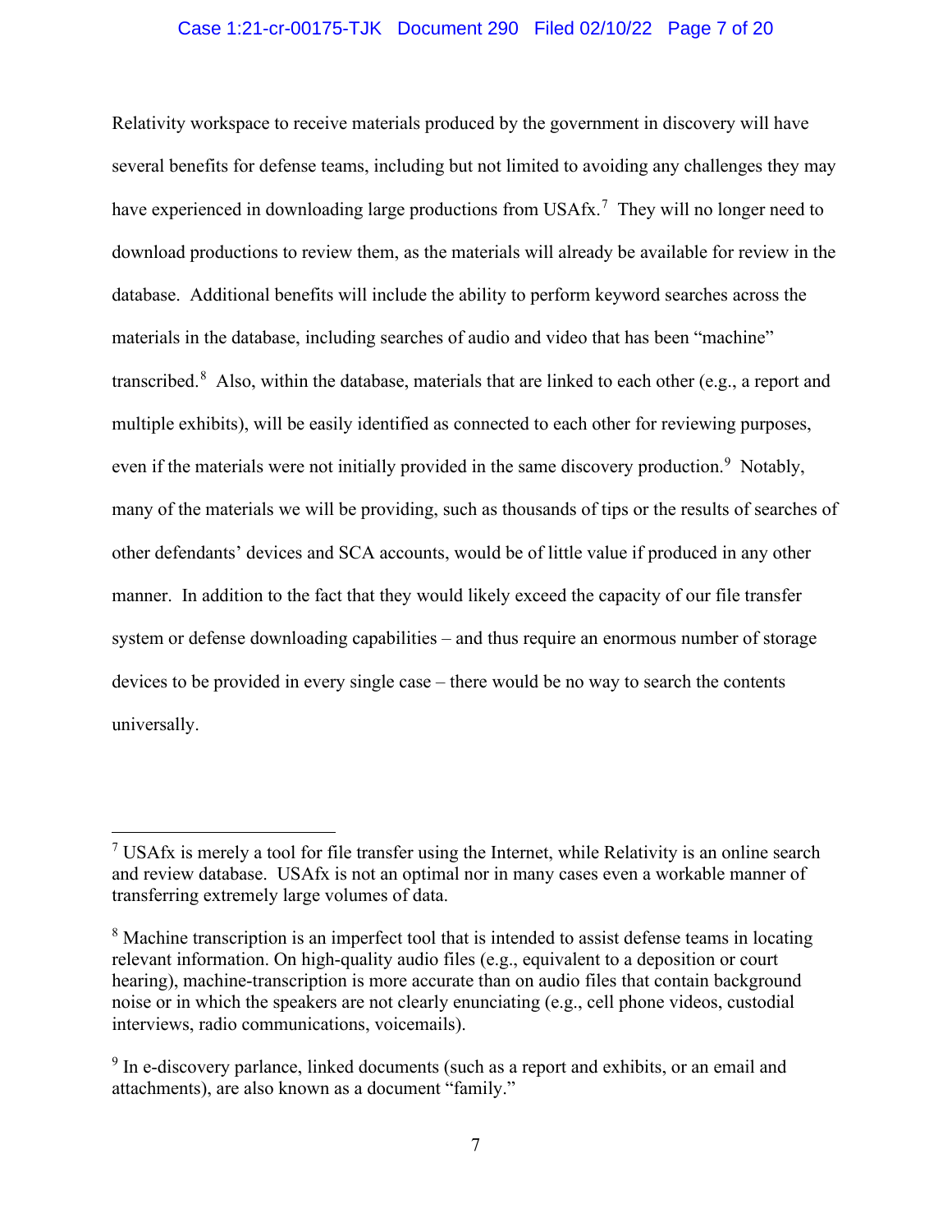Relativity workspace to receive materials produced by the government in discovery will have several benefits for defense teams, including but not limited to avoiding any challenges they may have experienced in downloading large productions from USAfx.[7] They will no longer need to download productions to review them, as the materials will already be available for review in the database. Additional benefits will include the ability to perform keyword searches across the materials in the database, including searches of audio and video that has been "machine" transcribed.[8] Also, within the database, materials that are linked to each other (e.g., a report and multiple exhibits), will be easily identified as connected to each other for reviewing purposes, even if the materials were not initially provided in the same discovery production.[9] Notably, many of the materials we will be providing, such as thousands of tips or the results of searches of other defendants' devices and SCA accounts, would be of little value if produced in any other manner. In addition to the fact that they would likely exceed the capacity of our file transfer system or defense downloading capabilities – and thus require an enormous number of storage devices to be provided in every single case – there would be no way to search the contents universally.

---

[7] USAfx is merely a tool for file transfer using the Internet, while Relativity is an online search and review database. USAfx is not an optimal nor in many cases even a workable manner of transferring extremely large volumes of data.

[8] Machine transcription is an imperfect tool that is intended to assist defense teams in locating relevant information. On high-quality audio files (e.g., equivalent to a deposition or court hearing), machine-transcription is more accurate than on audio files that contain background noise or in which the speakers are not clearly enunciating (e.g., cell phone videos, custodial interviews, radio communications, voicemails).

[9] In e-discovery parlance, linked documents (such as a report and exhibits, or an email and attachments), are also known as a document "family."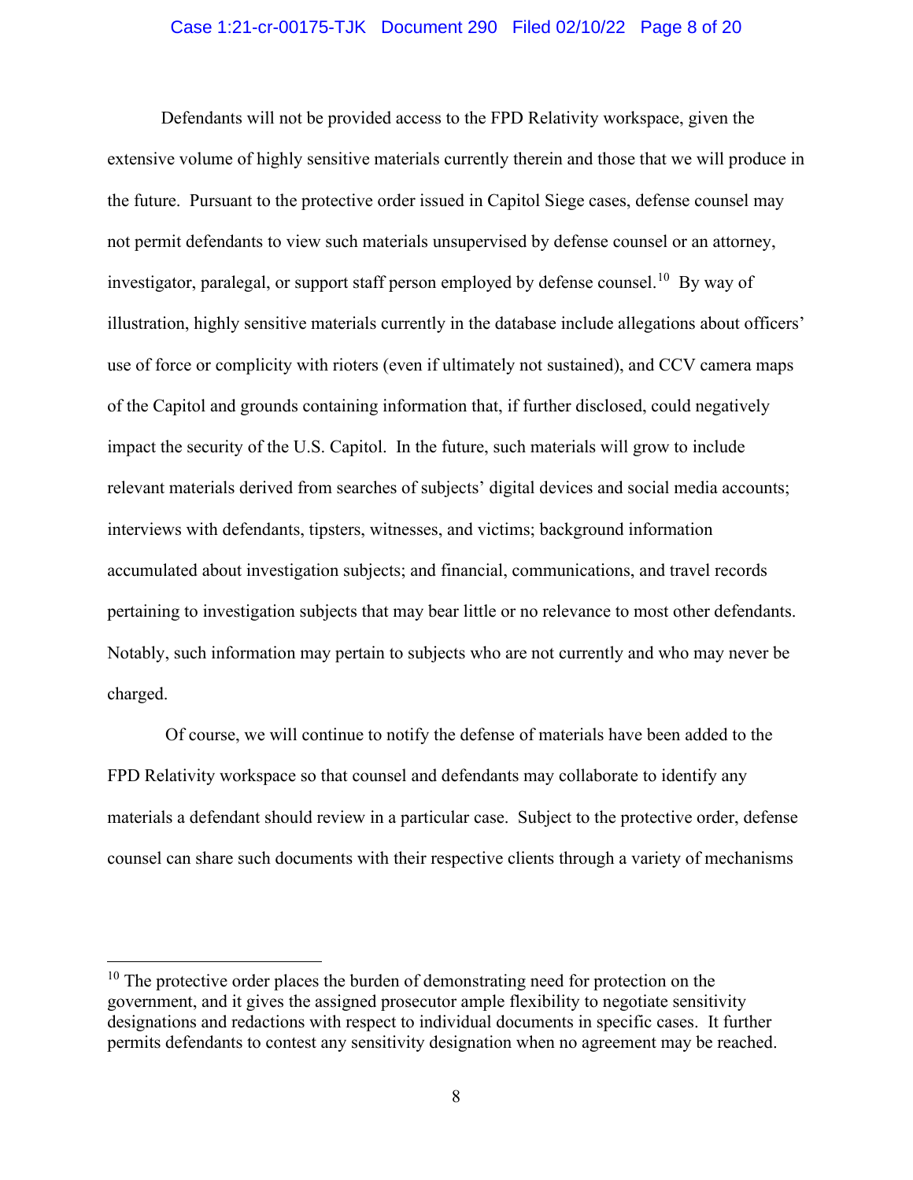Defendants will not be provided access to the FPD Relativity workspace, given the extensive volume of highly sensitive materials currently therein and those that we will produce in the future. Pursuant to the protective order issued in Capitol Siege cases, defense counsel may not permit defendants to view such materials unsupervised by defense counsel or an attorney, investigator, paralegal, or support staff person employed by defense counsel.[10] By way of illustration, highly sensitive materials currently in the database include allegations about officers' use of force or complicity with rioters (even if ultimately not sustained), and CCV camera maps of the Capitol and grounds containing information that, if further disclosed, could negatively impact the security of the U.S. Capitol. In the future, such materials will grow to include relevant materials derived from searches of subjects' digital devices and social media accounts; interviews with defendants, tipsters, witnesses, and victims; background information accumulated about investigation subjects; and financial, communications, and travel records pertaining to investigation subjects that may bear little or no relevance to most other defendants. Notably, such information may pertain to subjects who are not currently and who may never be charged.

Of course, we will continue to notify the defense of materials have been added to the FPD Relativity workspace so that counsel and defendants may collaborate to identify any materials a defendant should review in a particular case. Subject to the protective order, defense counsel can share such documents with their respective clients through a variety of mechanisms

---

[10] The protective order places the burden of demonstrating need for protection on the government, and it gives the assigned prosecutor ample flexibility to negotiate sensitivity designations and redactions with respect to individual documents in specific cases. It further permits defendants to contest any sensitivity designation when no agreement may be reached.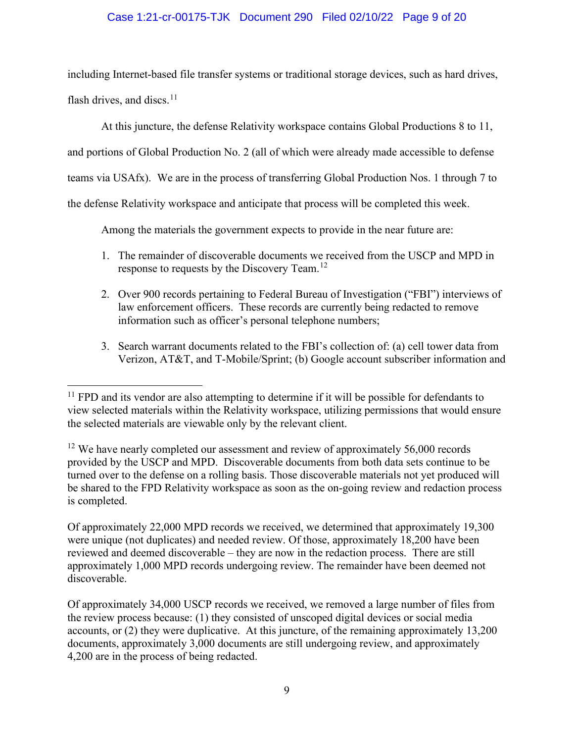including Internet-based file transfer systems or traditional storage devices, such as hard drives, flash drives, and discs.[11]

At this juncture, the defense Relativity workspace contains Global Productions 8 to 11, and portions of Global Production No. 2 (all of which were already made accessible to defense teams via USAfx). We are in the process of transferring Global Production Nos. 1 through 7 to the defense Relativity workspace and anticipate that process will be completed this week.

Among the materials the government expects to provide in the near future are:

1. The remainder of discoverable documents we received from the USCP and MPD in response to requests by the Discovery Team.[12]

2. Over 900 records pertaining to Federal Bureau of Investigation ("FBI") interviews of law enforcement officers. These records are currently being redacted to remove information such as officer's personal telephone numbers;

3. Search warrant documents related to the FBI's collection of: (a) cell tower data from Verizon, AT&T, and T-Mobile/Sprint; (b) Google account subscriber information and

---

[11] FPD and its vendor are also attempting to determine if it will be possible for defendants to view selected materials within the Relativity workspace, utilizing permissions that would ensure the selected materials are viewable only by the relevant client.

[12] We have nearly completed our assessment and review of approximately 56,000 records provided by the USCP and MPD. Discoverable documents from both data sets continue to be turned over to the defense on a rolling basis. Those discoverable materials not yet produced will be shared to the FPD Relativity workspace as soon as the on-going review and redaction process is completed.

Of approximately 22,000 MPD records we received, we determined that approximately 19,300 were unique (not duplicates) and needed review. Of those, approximately 18,200 have been reviewed and deemed discoverable – they are now in the redaction process. There are still approximately 1,000 MPD records undergoing review. The remainder have been deemed not discoverable.

Of approximately 34,000 USCP records we received, we removed a large number of files from the review process because: (1) they consisted of unscoped digital devices or social media accounts, or (2) they were duplicative. At this juncture, of the remaining approximately 13,200 documents, approximately 3,000 documents are still undergoing review, and approximately 4,200 are in the process of being redacted.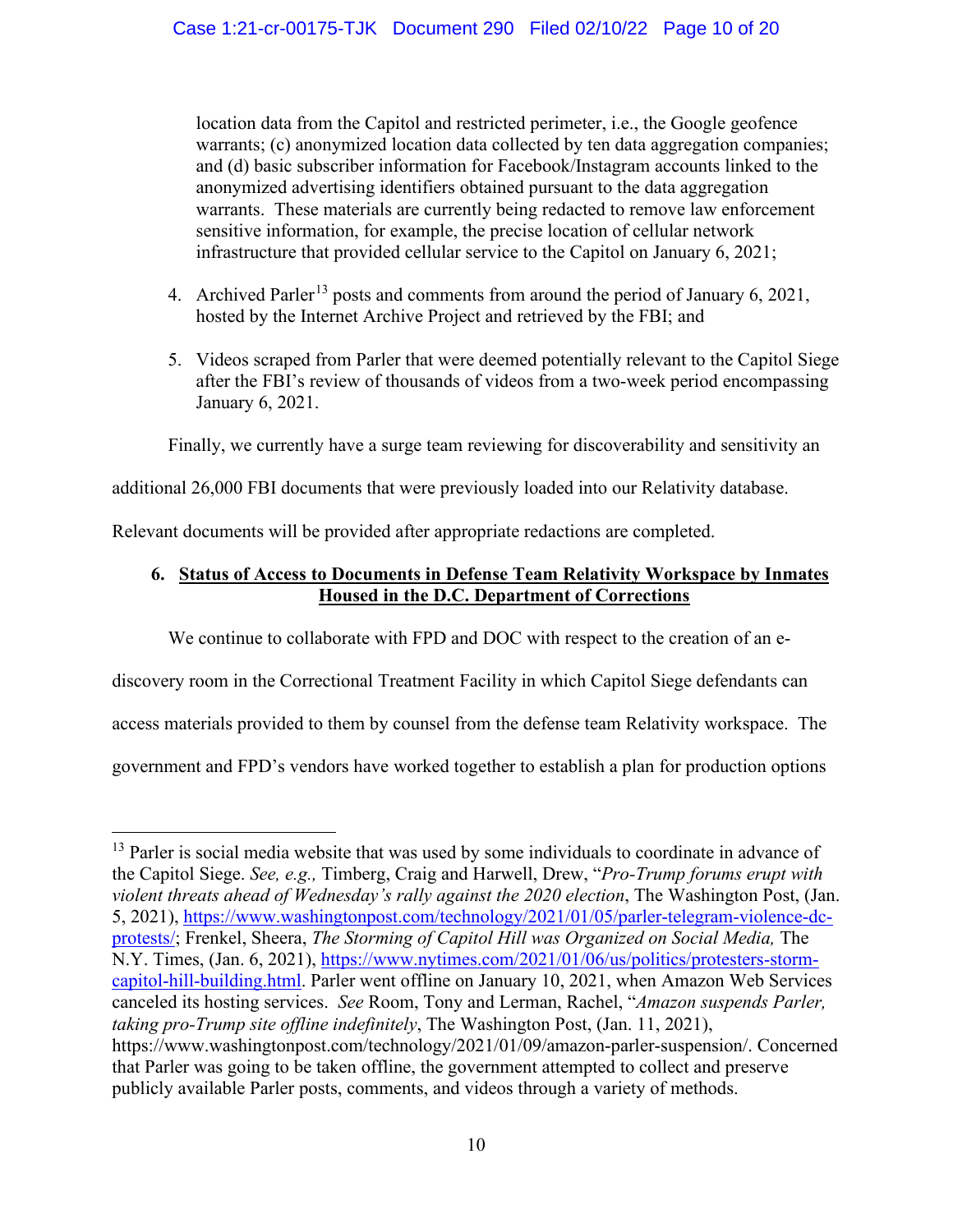location data from the Capitol and restricted perimeter, i.e., the Google geofence warrants; (c) anonymized location data collected by ten data aggregation companies; and (d) basic subscriber information for Facebook/Instagram accounts linked to the anonymized advertising identifiers obtained pursuant to the data aggregation warrants. These materials are currently being redacted to remove law enforcement sensitive information, for example, the precise location of cellular network infrastructure that provided cellular service to the Capitol on January 6, 2021;

4. Archived Parler[13] posts and comments from around the period of January 6, 2021, hosted by the Internet Archive Project and retrieved by the FBI; and

5. Videos scraped from Parler that were deemed potentially relevant to the Capitol Siege after the FBI's review of thousands of videos from a two-week period encompassing January 6, 2021.

Finally, we currently have a surge team reviewing for discoverability and sensitivity an additional 26,000 FBI documents that were previously loaded into our Relativity database. Relevant documents will be provided after appropriate redactions are completed.

### 6. Status of Access to Documents in Defense Team Relativity Workspace by Inmates Housed in the D.C. Department of Corrections

We continue to collaborate with FPD and DOC with respect to the creation of an e-discovery room in the Correctional Treatment Facility in which Capitol Siege defendants can access materials provided to them by counsel from the defense team Relativity workspace. The government and FPD's vendors have worked together to establish a plan for production options

---

[13] Parler is social media website that was used by some individuals to coordinate in advance of the Capitol Siege. *See, e.g.,* Timberg, Craig and Harwell, Drew, "*Pro-Trump forums erupt with violent threats ahead of Wednesday's rally against the 2020 election*, The Washington Post, (Jan. 5, 2021), https://www.washingtonpost.com/technology/2021/01/05/parler-telegram-violence-dc-protests/; Frenkel, Sheera, *The Storming of Capitol Hill was Organized on Social Media,* The N.Y. Times, (Jan. 6, 2021), https://www.nytimes.com/2021/01/06/us/politics/protesters-storm-capitol-hill-building.html. Parler went offline on January 10, 2021, when Amazon Web Services canceled its hosting services. *See* Room, Tony and Lerman, Rachel, "*Amazon suspends Parler, taking pro-Trump site offline indefinitely*, The Washington Post, (Jan. 11, 2021), https://www.washingtonpost.com/technology/2021/01/09/amazon-parler-suspension/. Concerned that Parler was going to be taken offline, the government attempted to collect and preserve publicly available Parler posts, comments, and videos through a variety of methods.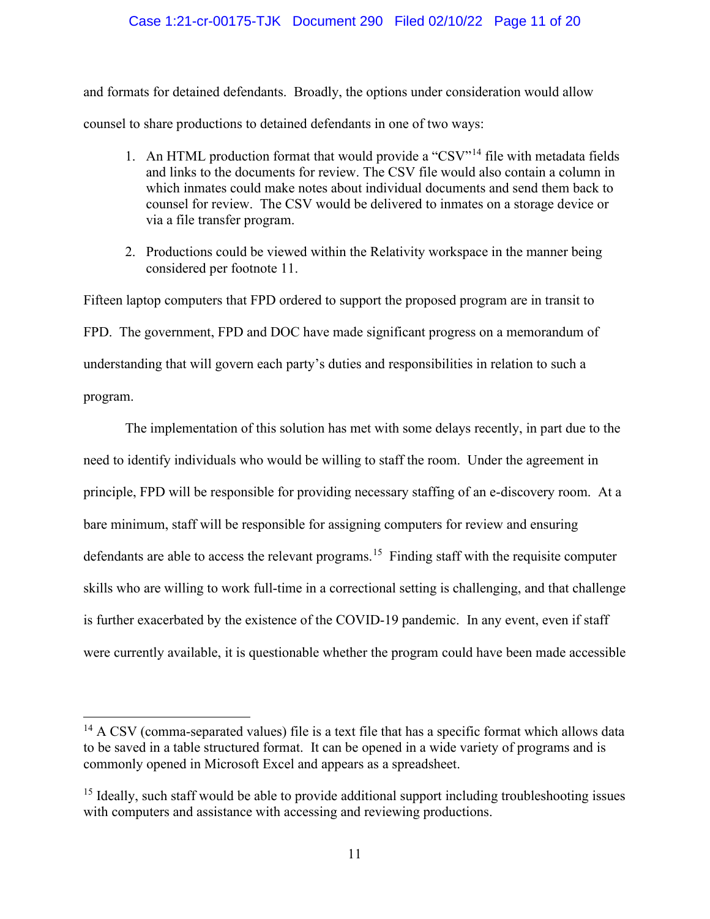and formats for detained defendants. Broadly, the options under consideration would allow counsel to share productions to detained defendants in one of two ways:

1. An HTML production format that would provide a "CSV"[14] file with metadata fields and links to the documents for review. The CSV file would also contain a column in which inmates could make notes about individual documents and send them back to counsel for review. The CSV would be delivered to inmates on a storage device or via a file transfer program.
2. Productions could be viewed within the Relativity workspace in the manner being considered per footnote 11.

Fifteen laptop computers that FPD ordered to support the proposed program are in transit to FPD. The government, FPD and DOC have made significant progress on a memorandum of understanding that will govern each party's duties and responsibilities in relation to such a program.

The implementation of this solution has met with some delays recently, in part due to the need to identify individuals who would be willing to staff the room. Under the agreement in principle, FPD will be responsible for providing necessary staffing of an e-discovery room. At a bare minimum, staff will be responsible for assigning computers for review and ensuring defendants are able to access the relevant programs.[15] Finding staff with the requisite computer skills who are willing to work full-time in a correctional setting is challenging, and that challenge is further exacerbated by the existence of the COVID-19 pandemic. In any event, even if staff were currently available, it is questionable whether the program could have been made accessible

---

[14] A CSV (comma-separated values) file is a text file that has a specific format which allows data to be saved in a table structured format. It can be opened in a wide variety of programs and is commonly opened in Microsoft Excel and appears as a spreadsheet.

[15] Ideally, such staff would be able to provide additional support including troubleshooting issues with computers and assistance with accessing and reviewing productions.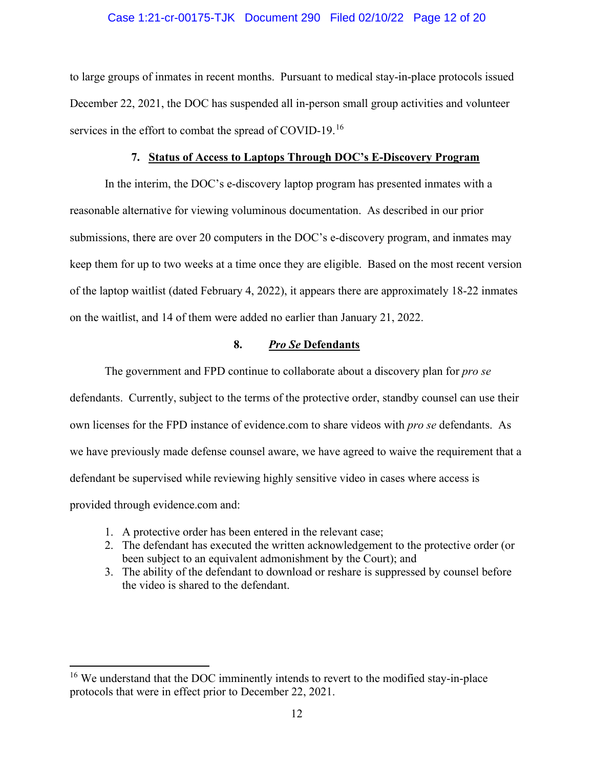to large groups of inmates in recent months. Pursuant to medical stay-in-place protocols issued December 22, 2021, the DOC has suspended all in-person small group activities and volunteer services in the effort to combat the spread of COVID-19.[16]

### 7. Status of Access to Laptops Through DOC's E-Discovery Program

In the interim, the DOC's e-discovery laptop program has presented inmates with a reasonable alternative for viewing voluminous documentation. As described in our prior submissions, there are over 20 computers in the DOC's e-discovery program, and inmates may keep them for up to two weeks at a time once they are eligible. Based on the most recent version of the laptop waitlist (dated February 4, 2022), it appears there are approximately 18-22 inmates on the waitlist, and 14 of them were added no earlier than January 21, 2022.

### 8. *Pro Se* Defendants

The government and FPD continue to collaborate about a discovery plan for *pro se* defendants. Currently, subject to the terms of the protective order, standby counsel can use their own licenses for the FPD instance of evidence.com to share videos with *pro se* defendants. As we have previously made defense counsel aware, we have agreed to waive the requirement that a defendant be supervised while reviewing highly sensitive video in cases where access is provided through evidence.com and:

1. A protective order has been entered in the relevant case;
2. The defendant has executed the written acknowledgement to the protective order (or been subject to an equivalent admonishment by the Court); and
3. The ability of the defendant to download or reshare is suppressed by counsel before the video is shared to the defendant.

---

[16] We understand that the DOC imminently intends to revert to the modified stay-in-place protocols that were in effect prior to December 22, 2021.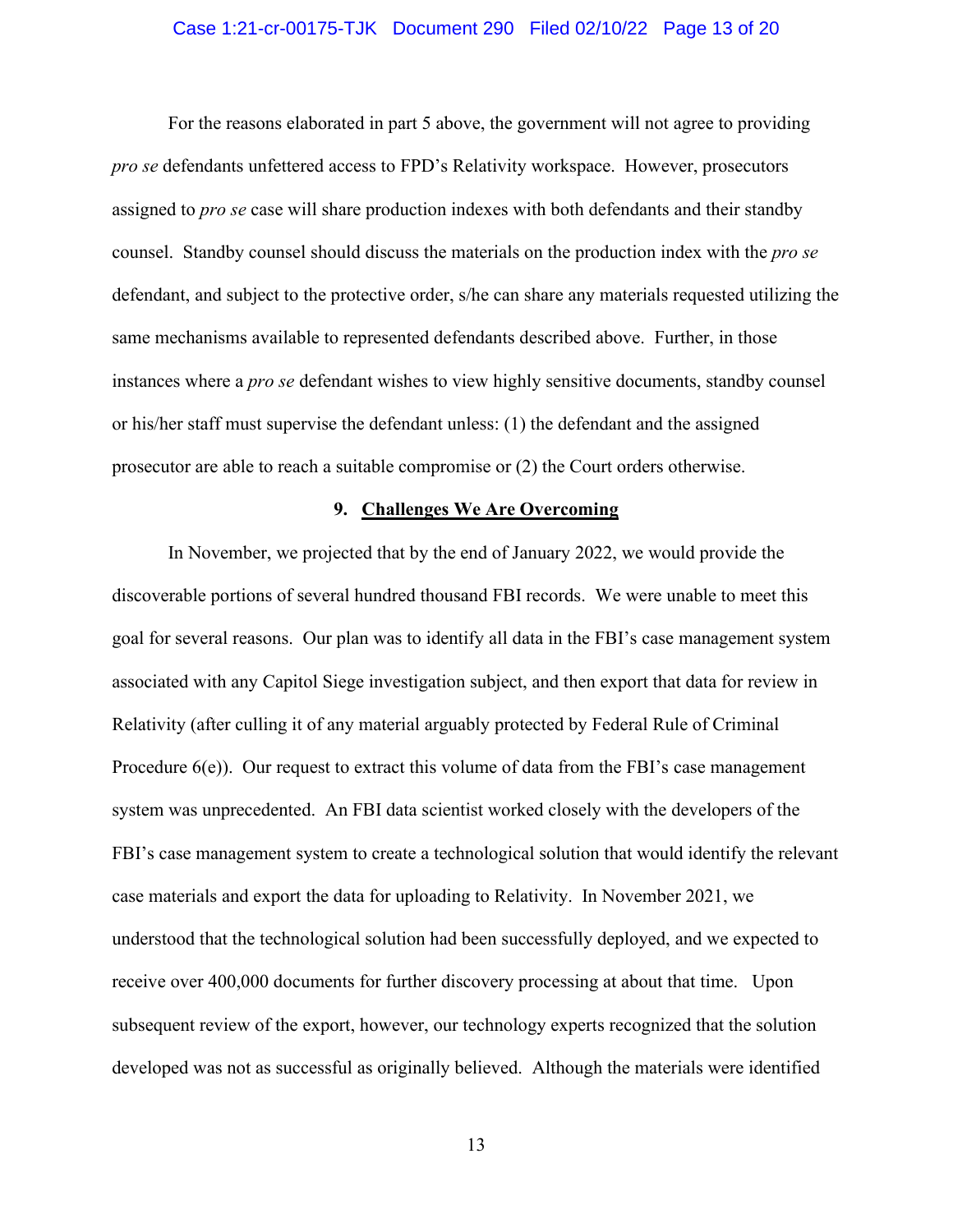For the reasons elaborated in part 5 above, the government will not agree to providing *pro se* defendants unfettered access to FPD's Relativity workspace. However, prosecutors assigned to *pro se* case will share production indexes with both defendants and their standby counsel. Standby counsel should discuss the materials on the production index with the *pro se* defendant, and subject to the protective order, s/he can share any materials requested utilizing the same mechanisms available to represented defendants described above. Further, in those instances where a *pro se* defendant wishes to view highly sensitive documents, standby counsel or his/her staff must supervise the defendant unless: (1) the defendant and the assigned prosecutor are able to reach a suitable compromise or (2) the Court orders otherwise.

### 9. Challenges We Are Overcoming

In November, we projected that by the end of January 2022, we would provide the discoverable portions of several hundred thousand FBI records. We were unable to meet this goal for several reasons. Our plan was to identify all data in the FBI's case management system associated with any Capitol Siege investigation subject, and then export that data for review in Relativity (after culling it of any material arguably protected by Federal Rule of Criminal Procedure 6(e)). Our request to extract this volume of data from the FBI's case management system was unprecedented. An FBI data scientist worked closely with the developers of the FBI's case management system to create a technological solution that would identify the relevant case materials and export the data for uploading to Relativity. In November 2021, we understood that the technological solution had been successfully deployed, and we expected to receive over 400,000 documents for further discovery processing at about that time. Upon subsequent review of the export, however, our technology experts recognized that the solution developed was not as successful as originally believed. Although the materials were identified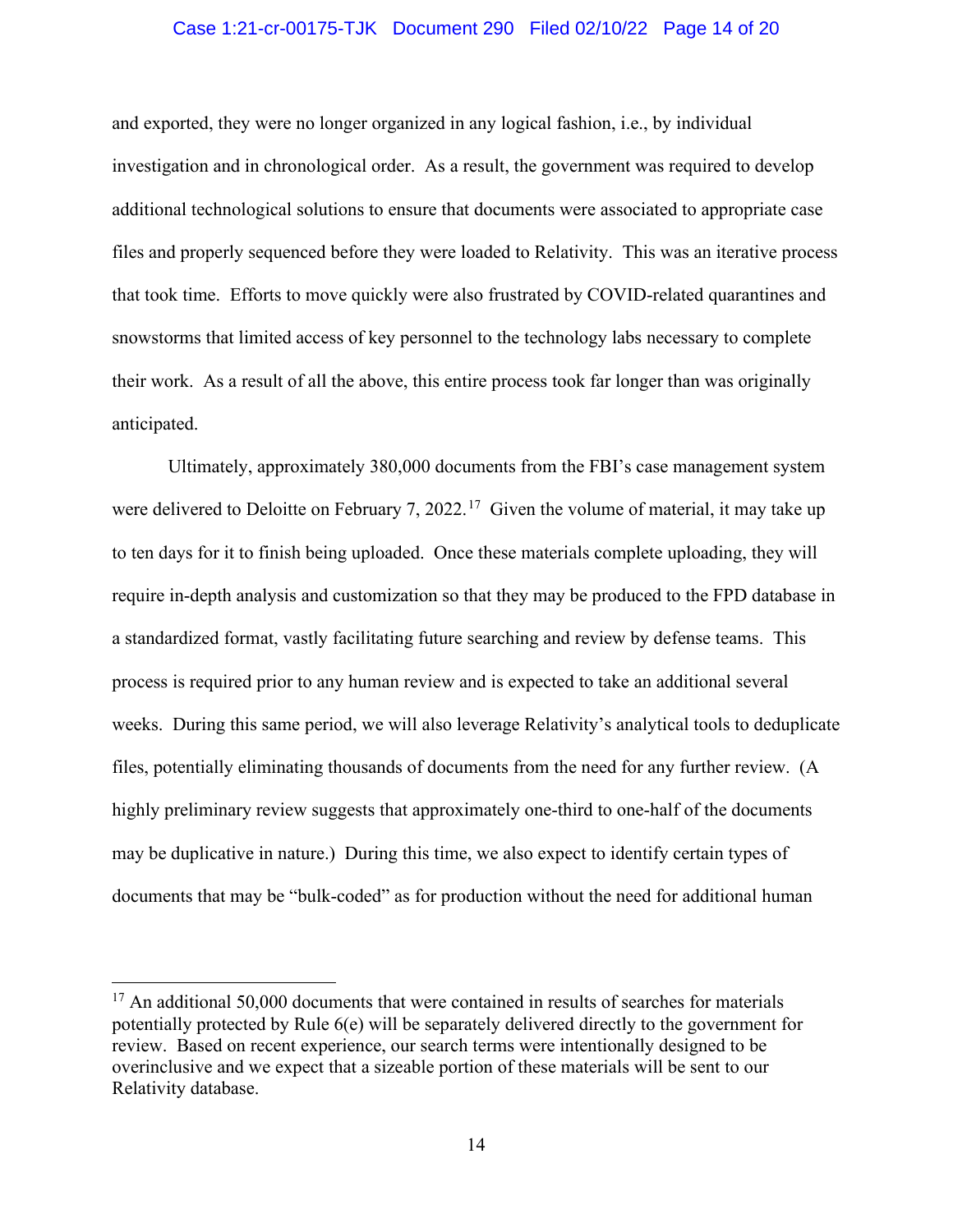and exported, they were no longer organized in any logical fashion, i.e., by individual investigation and in chronological order. As a result, the government was required to develop additional technological solutions to ensure that documents were associated to appropriate case files and properly sequenced before they were loaded to Relativity. This was an iterative process that took time. Efforts to move quickly were also frustrated by COVID-related quarantines and snowstorms that limited access of key personnel to the technology labs necessary to complete their work. As a result of all the above, this entire process took far longer than was originally anticipated.

Ultimately, approximately 380,000 documents from the FBI's case management system were delivered to Deloitte on February 7, 2022.[17] Given the volume of material, it may take up to ten days for it to finish being uploaded. Once these materials complete uploading, they will require in-depth analysis and customization so that they may be produced to the FPD database in a standardized format, vastly facilitating future searching and review by defense teams. This process is required prior to any human review and is expected to take an additional several weeks. During this same period, we will also leverage Relativity's analytical tools to deduplicate files, potentially eliminating thousands of documents from the need for any further review. (A highly preliminary review suggests that approximately one-third to one-half of the documents may be duplicative in nature.) During this time, we also expect to identify certain types of documents that may be "bulk-coded" as for production without the need for additional human

[17] An additional 50,000 documents that were contained in results of searches for materials potentially protected by Rule 6(e) will be separately delivered directly to the government for review. Based on recent experience, our search terms were intentionally designed to be overinclusive and we expect that a sizeable portion of these materials will be sent to our Relativity database.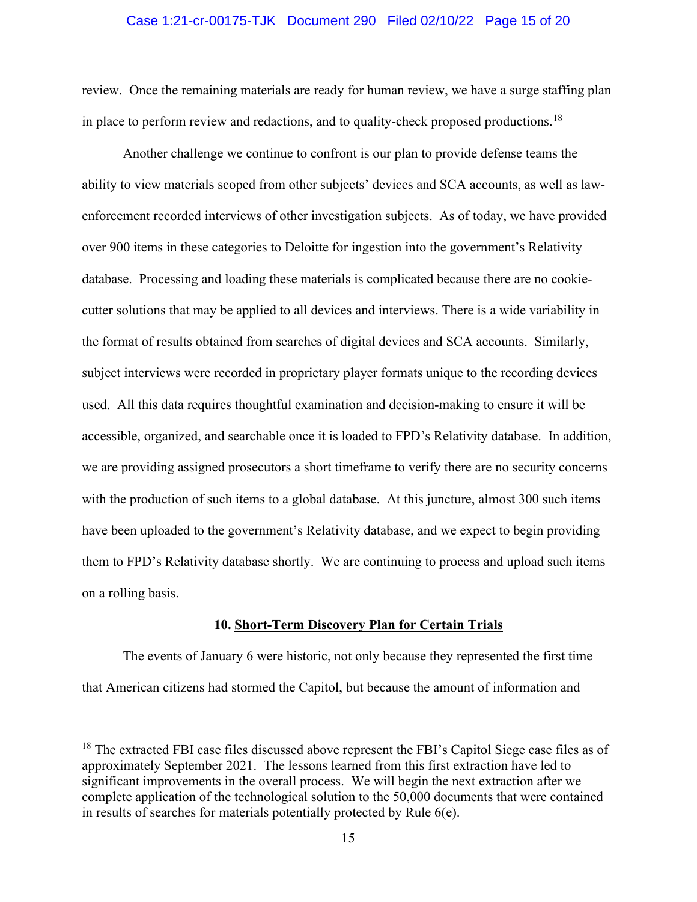review. Once the remaining materials are ready for human review, we have a surge staffing plan in place to perform review and redactions, and to quality-check proposed productions.[18]

Another challenge we continue to confront is our plan to provide defense teams the ability to view materials scoped from other subjects' devices and SCA accounts, as well as law-enforcement recorded interviews of other investigation subjects. As of today, we have provided over 900 items in these categories to Deloitte for ingestion into the government's Relativity database. Processing and loading these materials is complicated because there are no cookie-cutter solutions that may be applied to all devices and interviews. There is a wide variability in the format of results obtained from searches of digital devices and SCA accounts. Similarly, subject interviews were recorded in proprietary player formats unique to the recording devices used. All this data requires thoughtful examination and decision-making to ensure it will be accessible, organized, and searchable once it is loaded to FPD's Relativity database. In addition, we are providing assigned prosecutors a short timeframe to verify there are no security concerns with the production of such items to a global database. At this juncture, almost 300 such items have been uploaded to the government's Relativity database, and we expect to begin providing them to FPD's Relativity database shortly. We are continuing to process and upload such items on a rolling basis.

### 10. Short-Term Discovery Plan for Certain Trials

The events of January 6 were historic, not only because they represented the first time that American citizens had stormed the Capitol, but because the amount of information and

[18] The extracted FBI case files discussed above represent the FBI's Capitol Siege case files as of approximately September 2021. The lessons learned from this first extraction have led to significant improvements in the overall process. We will begin the next extraction after we complete application of the technological solution to the 50,000 documents that were contained in results of searches for materials potentially protected by Rule 6(e).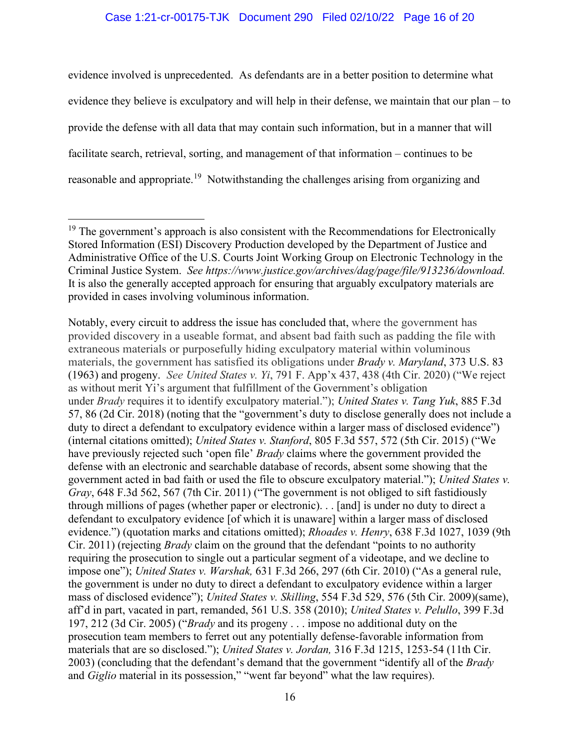evidence involved is unprecedented. As defendants are in a better position to determine what evidence they believe is exculpatory and will help in their defense, we maintain that our plan – to provide the defense with all data that may contain such information, but in a manner that will facilitate search, retrieval, sorting, and management of that information – continues to be reasonable and appropriate.[19] Notwithstanding the challenges arising from organizing and

---

[19] The government's approach is also consistent with the Recommendations for Electronically Stored Information (ESI) Discovery Production developed by the Department of Justice and Administrative Office of the U.S. Courts Joint Working Group on Electronic Technology in the Criminal Justice System. *See https://www.justice.gov/archives/dag/page/file/913236/download.* It is also the generally accepted approach for ensuring that arguably exculpatory materials are provided in cases involving voluminous information.

Notably, every circuit to address the issue has concluded that, where the government has provided discovery in a useable format, and absent bad faith such as padding the file with extraneous materials or purposefully hiding exculpatory material within voluminous materials, the government has satisfied its obligations under *Brady v. Maryland*, 373 U.S. 83 (1963) and progeny. *See United States v. Yi*, 791 F. App'x 437, 438 (4th Cir. 2020) ("We reject as without merit Yi's argument that fulfillment of the Government's obligation under *Brady* requires it to identify exculpatory material."); *United States v. Tang Yuk*, 885 F.3d 57, 86 (2d Cir. 2018) (noting that the "government's duty to disclose generally does not include a duty to direct a defendant to exculpatory evidence within a larger mass of disclosed evidence") (internal citations omitted); *United States v. Stanford*, 805 F.3d 557, 572 (5th Cir. 2015) ("We have previously rejected such 'open file' *Brady* claims where the government provided the defense with an electronic and searchable database of records, absent some showing that the government acted in bad faith or used the file to obscure exculpatory material."); *United States v. Gray*, 648 F.3d 562, 567 (7th Cir. 2011) ("The government is not obliged to sift fastidiously through millions of pages (whether paper or electronic). . . [and] is under no duty to direct a defendant to exculpatory evidence [of which it is unaware] within a larger mass of disclosed evidence.") (quotation marks and citations omitted); *Rhoades v. Henry*, 638 F.3d 1027, 1039 (9th Cir. 2011) (rejecting *Brady* claim on the ground that the defendant "points to no authority requiring the prosecution to single out a particular segment of a videotape, and we decline to impose one"); *United States v. Warshak,* 631 F.3d 266, 297 (6th Cir. 2010) ("As a general rule, the government is under no duty to direct a defendant to exculpatory evidence within a larger mass of disclosed evidence"); *United States v. Skilling*, 554 F.3d 529, 576 (5th Cir. 2009)(same), aff'd in part, vacated in part, remanded, 561 U.S. 358 (2010); *United States v. Pelullo*, 399 F.3d 197, 212 (3d Cir. 2005) ("*Brady* and its progeny . . . impose no additional duty on the prosecution team members to ferret out any potentially defense-favorable information from materials that are so disclosed."); *United States v. Jordan,* 316 F.3d 1215, 1253-54 (11th Cir. 2003) (concluding that the defendant's demand that the government "identify all of the *Brady* and *Giglio* material in its possession," "went far beyond" what the law requires).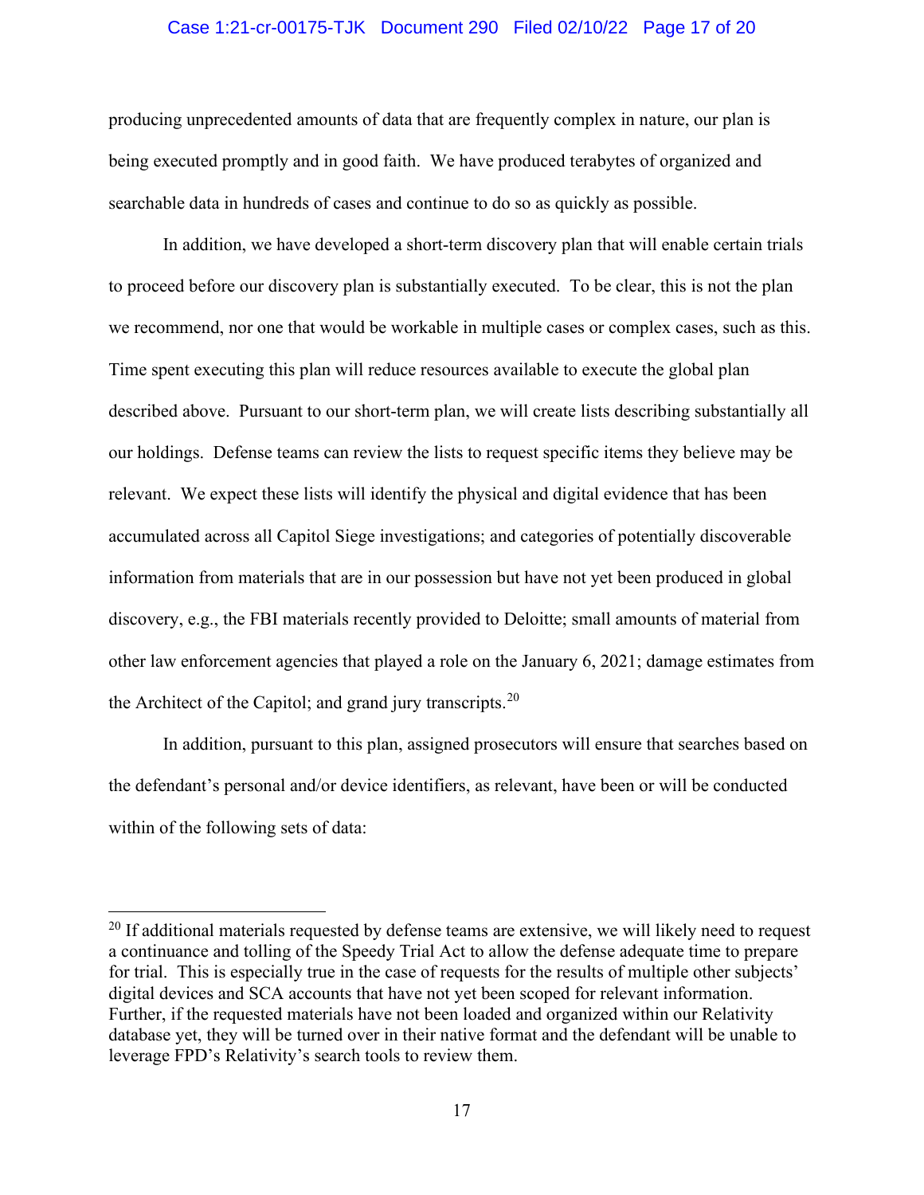producing unprecedented amounts of data that are frequently complex in nature, our plan is being executed promptly and in good faith. We have produced terabytes of organized and searchable data in hundreds of cases and continue to do so as quickly as possible.

In addition, we have developed a short-term discovery plan that will enable certain trials to proceed before our discovery plan is substantially executed. To be clear, this is not the plan we recommend, nor one that would be workable in multiple cases or complex cases, such as this. Time spent executing this plan will reduce resources available to execute the global plan described above. Pursuant to our short-term plan, we will create lists describing substantially all our holdings. Defense teams can review the lists to request specific items they believe may be relevant. We expect these lists will identify the physical and digital evidence that has been accumulated across all Capitol Siege investigations; and categories of potentially discoverable information from materials that are in our possession but have not yet been produced in global discovery, e.g., the FBI materials recently provided to Deloitte; small amounts of material from other law enforcement agencies that played a role on the January 6, 2021; damage estimates from the Architect of the Capitol; and grand jury transcripts.[20]

In addition, pursuant to this plan, assigned prosecutors will ensure that searches based on the defendant's personal and/or device identifiers, as relevant, have been or will be conducted within of the following sets of data:

---

[20] If additional materials requested by defense teams are extensive, we will likely need to request a continuance and tolling of the Speedy Trial Act to allow the defense adequate time to prepare for trial. This is especially true in the case of requests for the results of multiple other subjects' digital devices and SCA accounts that have not yet been scoped for relevant information. Further, if the requested materials have not been loaded and organized within our Relativity database yet, they will be turned over in their native format and the defendant will be unable to leverage FPD's Relativity's search tools to review them.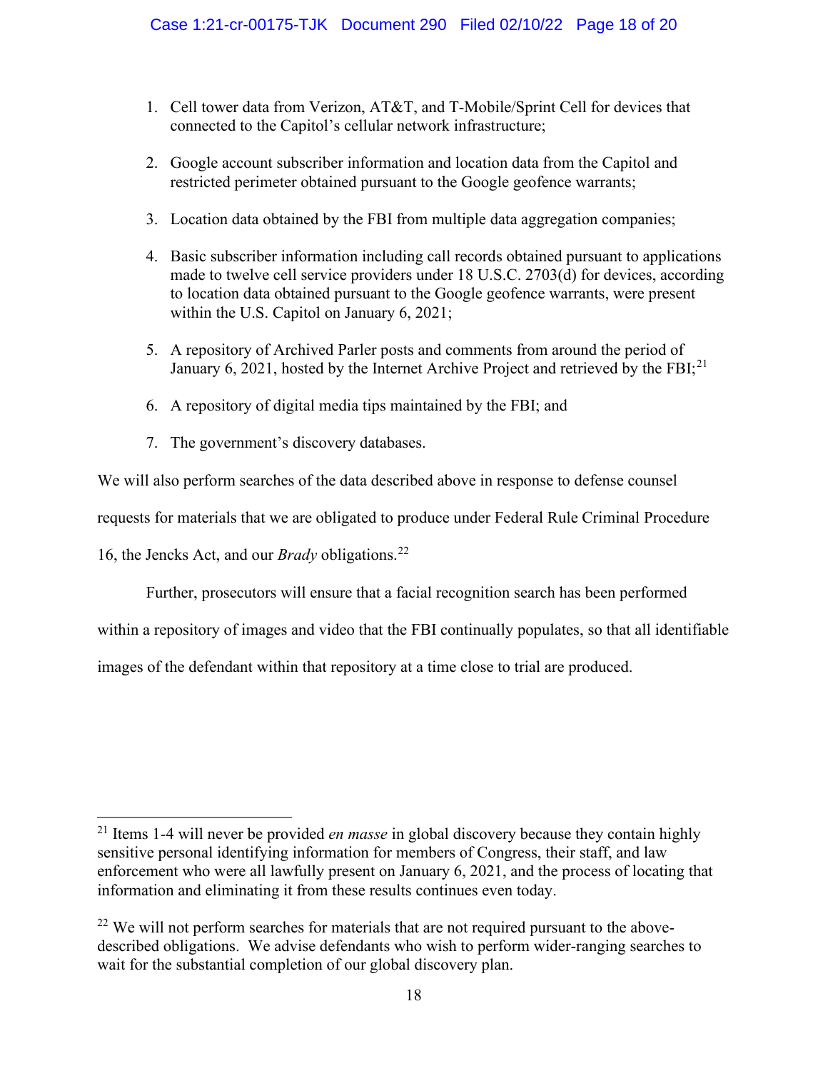1. Cell tower data from Verizon, AT&T, and T-Mobile/Sprint Cell for devices that connected to the Capitol's cellular network infrastructure;

2. Google account subscriber information and location data from the Capitol and restricted perimeter obtained pursuant to the Google geofence warrants;

3. Location data obtained by the FBI from multiple data aggregation companies;

4. Basic subscriber information including call records obtained pursuant to applications made to twelve cell service providers under 18 U.S.C. 2703(d) for devices, according to location data obtained pursuant to the Google geofence warrants, were present within the U.S. Capitol on January 6, 2021;

5. A repository of Archived Parler posts and comments from around the period of January 6, 2021, hosted by the Internet Archive Project and retrieved by the FBI;[21]

6. A repository of digital media tips maintained by the FBI; and

7. The government's discovery databases.

We will also perform searches of the data described above in response to defense counsel requests for materials that we are obligated to produce under Federal Rule Criminal Procedure 16, the Jencks Act, and our *Brady* obligations.[22]

Further, prosecutors will ensure that a facial recognition search has been performed within a repository of images and video that the FBI continually populates, so that all identifiable images of the defendant within that repository at a time close to trial are produced.

---

[21] Items 1-4 will never be provided *en masse* in global discovery because they contain highly sensitive personal identifying information for members of Congress, their staff, and law enforcement who were all lawfully present on January 6, 2021, and the process of locating that information and eliminating it from these results continues even today.

[22] We will not perform searches for materials that are not required pursuant to the above-described obligations. We advise defendants who wish to perform wider-ranging searches to wait for the substantial completion of our global discovery plan.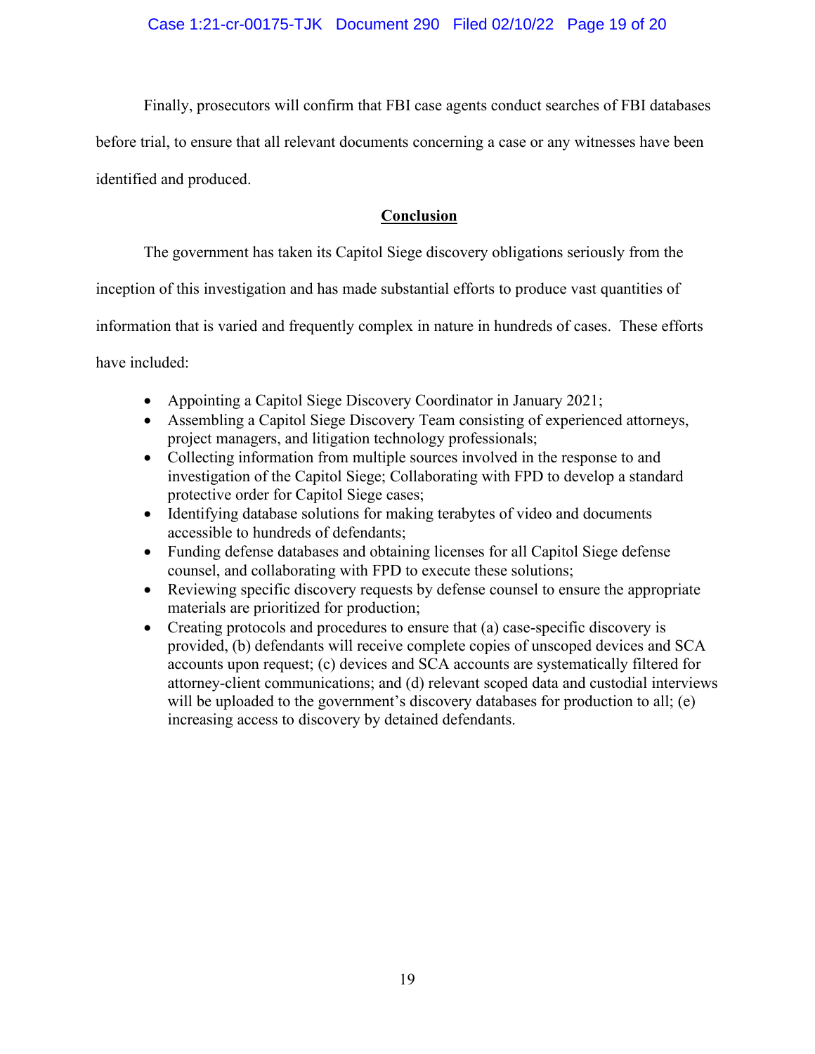Finally, prosecutors will confirm that FBI case agents conduct searches of FBI databases before trial, to ensure that all relevant documents concerning a case or any witnesses have been identified and produced.

## Conclusion

The government has taken its Capitol Siege discovery obligations seriously from the inception of this investigation and has made substantial efforts to produce vast quantities of information that is varied and frequently complex in nature in hundreds of cases. These efforts have included:

- Appointing a Capitol Siege Discovery Coordinator in January 2021;
- Assembling a Capitol Siege Discovery Team consisting of experienced attorneys, project managers, and litigation technology professionals;
- Collecting information from multiple sources involved in the response to and investigation of the Capitol Siege; Collaborating with FPD to develop a standard protective order for Capitol Siege cases;
- Identifying database solutions for making terabytes of video and documents accessible to hundreds of defendants;
- Funding defense databases and obtaining licenses for all Capitol Siege defense counsel, and collaborating with FPD to execute these solutions;
- Reviewing specific discovery requests by defense counsel to ensure the appropriate materials are prioritized for production;
- Creating protocols and procedures to ensure that (a) case-specific discovery is provided, (b) defendants will receive complete copies of unscoped devices and SCA accounts upon request; (c) devices and SCA accounts are systematically filtered for attorney-client communications; and (d) relevant scoped data and custodial interviews will be uploaded to the government's discovery databases for production to all; (e) increasing access to discovery by detained defendants.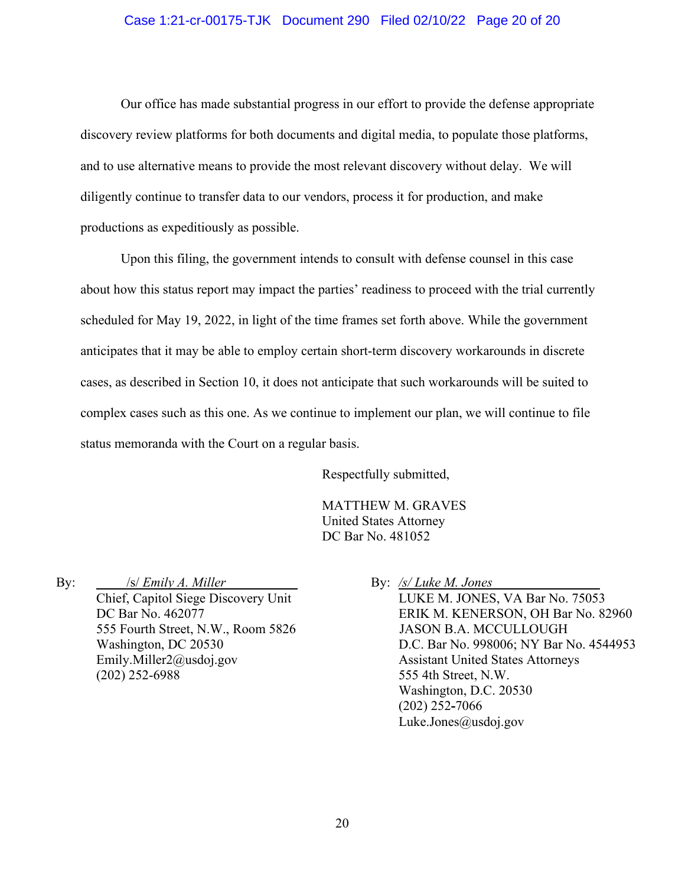Our office has made substantial progress in our effort to provide the defense appropriate discovery review platforms for both documents and digital media, to populate those platforms, and to use alternative means to provide the most relevant discovery without delay. We will diligently continue to transfer data to our vendors, process it for production, and make productions as expeditiously as possible.

Upon this filing, the government intends to consult with defense counsel in this case about how this status report may impact the parties' readiness to proceed with the trial currently scheduled for May 19, 2022, in light of the time frames set forth above. While the government anticipates that it may be able to employ certain short-term discovery workarounds in discrete cases, as described in Section 10, it does not anticipate that such workarounds will be suited to complex cases such as this one. As we continue to implement our plan, we will continue to file status memoranda with the Court on a regular basis.

Respectfully submitted,

MATTHEW M. GRAVES
United States Attorney
DC Bar No. 481052

By: /s/ *Emily A. Miller*
Chief, Capitol Siege Discovery Unit
DC Bar No. 462077
555 Fourth Street, N.W., Room 5826
Washington, DC 20530
Emily.Miller2@usdoj.gov
(202) 252-6988

By: */s/ Luke M. Jones*
LUKE M. JONES, VA Bar No. 75053
ERIK M. KENERSON, OH Bar No. 82960
JASON B.A. MCCULLOUGH
D.C. Bar No. 998006; NY Bar No. 4544953
Assistant United States Attorneys
555 4th Street, N.W.
Washington, D.C. 20530
(202) 252-7066
Luke.Jones@usdoj.gov